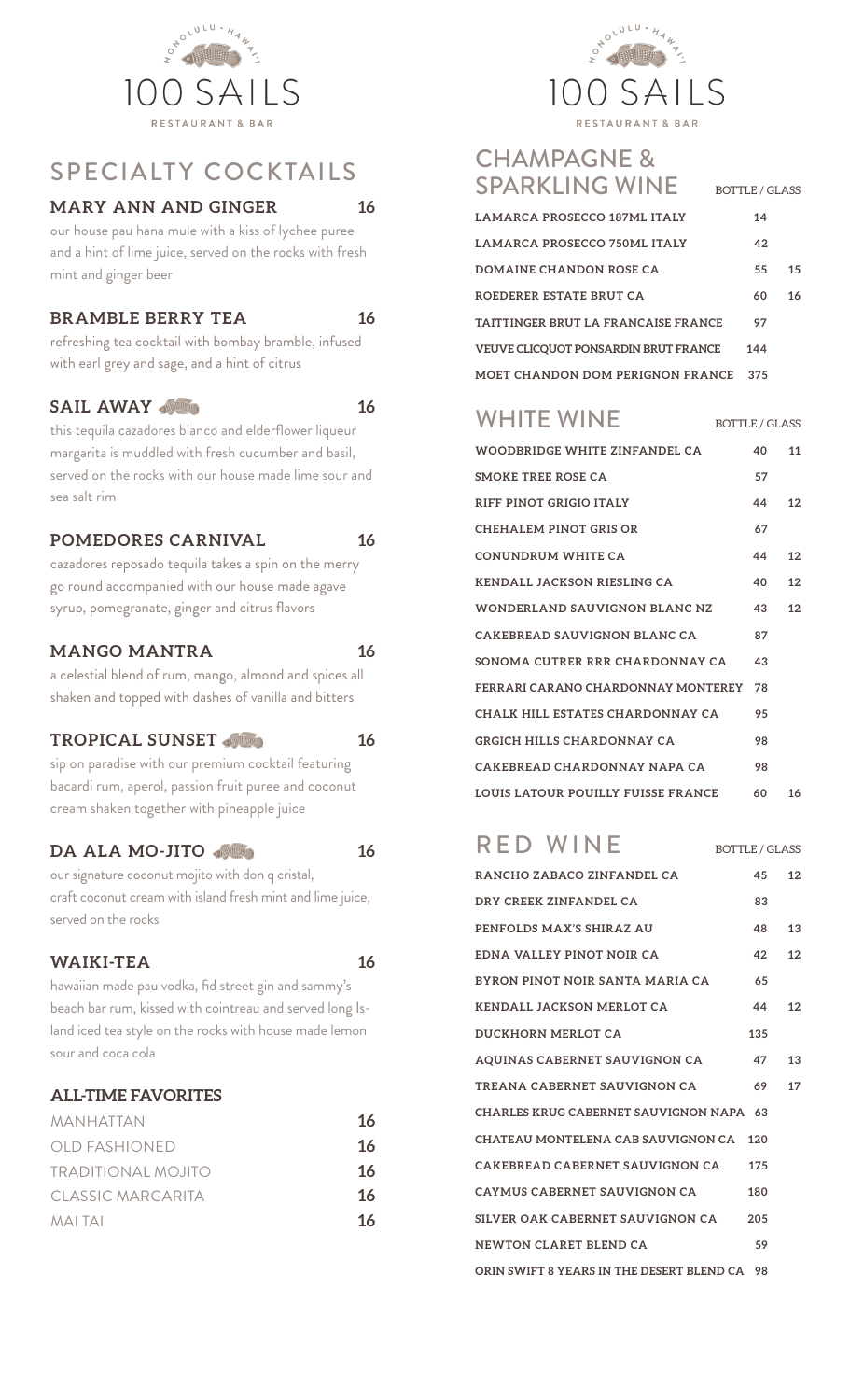# 100 SAILS

HONOLULU · HAWAI'I

RESTAURANT & BAR

## SPECIALTY COCKTAILS

### MARY ANN AND GINGER — 16

our house pau hana mule with a kiss of lychee puree and a hint of lime juice, served on the rocks with fresh mint and ginger beer

### BRAMBLE BERRY TEA — 16

refreshing tea cocktail with bombay bramble, infused with earl grey and sage, and a hint of citrus

### SAIL AWAY — 16

this tequila cazadores blanco and elderflower liqueur margarita is muddled with fresh cucumber and basil, served on the rocks with our house made lime sour and sea salt rim

### POMEDORES CARNIVAL — 16

cazadores reposado tequila takes a spin on the merry go round accompanied with our house made agave syrup, pomegranate, ginger and citrus flavors

### MANGO MANTRA — 16

a celestial blend of rum, mango, almond and spices all shaken and topped with dashes of vanilla and bitters

### TROPICAL SUNSET — 16

sip on paradise with our premium cocktail featuring bacardi rum, aperol, passion fruit puree and coconut cream shaken together with pineapple juice

### DA ALA MO-JITO — 16

our signature coconut mojito with don q cristal, craft coconut cream with island fresh mint and lime juice, served on the rocks

### WAIKI-TEA — 16

hawaiian made pau vodka, fid street gin and sammy's beach bar rum, kissed with cointreau and served long Island iced tea style on the rocks with house made lemon sour and coca cola

### ALL-TIME FAVORITES

| | |
|---|---|
| MANHATTAN | 16 |
| OLD FASHIONED | 16 |
| TRADITIONAL MOJITO | 16 |
| CLASSIC MARGARITA | 16 |
| MAI TAI | 16 |

# 100 SAILS

HONOLULU · HAWAI'I

RESTAURANT & BAR

## CHAMPAGNE & SPARKLING WINE

| | BOTTLE | GLASS |
|---|---|---|
| LAMARCA PROSECCO 187ML ITALY | 14 | |
| LAMARCA PROSECCO 750ML ITALY | 42 | |
| DOMAINE CHANDON ROSE CA | 55 | 15 |
| ROEDERER ESTATE BRUT CA | 60 | 16 |
| TAITTINGER BRUT LA FRANCAISE FRANCE | 97 | |
| VEUVE CLICQUOT PONSARDIN BRUT FRANCE | 144 | |
| MOET CHANDON DOM PERIGNON FRANCE | 375 | |

## WHITE WINE

| | BOTTLE | GLASS |
|---|---|---|
| WOODBRIDGE WHITE ZINFANDEL CA | 40 | 11 |
| SMOKE TREE ROSE CA | 57 | |
| RIFF PINOT GRIGIO ITALY | 44 | 12 |
| CHEHALEM PINOT GRIS OR | 67 | |
| CONUNDRUM WHITE CA | 44 | 12 |
| KENDALL JACKSON RIESLING CA | 40 | 12 |
| WONDERLAND SAUVIGNON BLANC NZ | 43 | 12 |
| CAKEBREAD SAUVIGNON BLANC CA | 87 | |
| SONOMA CUTRER RRR CHARDONNAY CA | 43 | |
| FERRARI CARANO CHARDONNAY MONTEREY | 78 | |
| CHALK HILL ESTATES CHARDONNAY CA | 95 | |
| GRGICH HILLS CHARDONNAY CA | 98 | |
| CAKEBREAD CHARDONNAY NAPA CA | 98 | |
| LOUIS LATOUR POUILLY FUISSE FRANCE | 60 | 16 |

## RED WINE

| | BOTTLE | GLASS |
|---|---|---|
| RANCHO ZABACO ZINFANDEL CA | 45 | 12 |
| DRY CREEK ZINFANDEL CA | 83 | |
| PENFOLDS MAX'S SHIRAZ AU | 48 | 13 |
| EDNA VALLEY PINOT NOIR CA | 42 | 12 |
| BYRON PINOT NOIR SANTA MARIA CA | 65 | |
| KENDALL JACKSON MERLOT CA | 44 | 12 |
| DUCKHORN MERLOT CA | 135 | |
| AQUINAS CABERNET SAUVIGNON CA | 47 | 13 |
| TREANA CABERNET SAUVIGNON CA | 69 | 17 |
| CHARLES KRUG CABERNET SAUVIGNON NAPA | 63 | |
| CHATEAU MONTELENA CAB SAUVIGNON CA | 120 | |
| CAKEBREAD CABERNET SAUVIGNON CA | 175 | |
| CAYMUS CABERNET SAUVIGNON CA | 180 | |
| SILVER OAK CABERNET SAUVIGNON CA | 205 | |
| NEWTON CLARET BLEND CA | 59 | |
| ORIN SWIFT 8 YEARS IN THE DESERT BLEND CA | 98 | |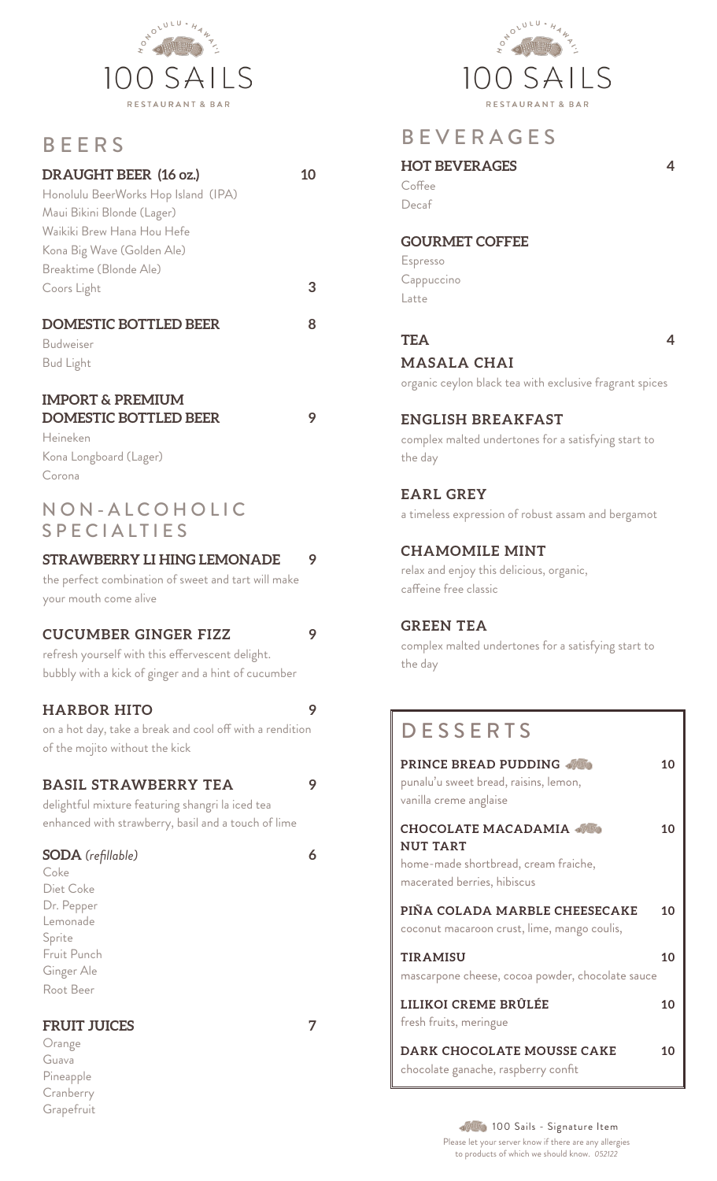# 100 SAILS

HONOLULU · HAWAI'I

RESTAURANT & BAR

## BEERS

### DRAUGHT BEER (16 oz.) — 10

Honolulu BeerWorks Hop Island (IPA)
Maui Bikini Blonde (Lager)
Waikiki Brew Hana Hou Hefe
Kona Big Wave (Golden Ale)
Breaktime (Blonde Ale)
Coors Light — 3

### DOMESTIC BOTTLED BEER — 8

Budweiser
Bud Light

### IMPORT & PREMIUM DOMESTIC BOTTLED BEER — 9

Heineken
Kona Longboard (Lager)
Corona

## NON-ALCOHOLIC SPECIALTIES

### STRAWBERRY LI HING LEMONADE — 9

the perfect combination of sweet and tart will make your mouth come alive

### CUCUMBER GINGER FIZZ — 9

refresh yourself with this effervescent delight. bubbly with a kick of ginger and a hint of cucumber

### HARBOR HITO — 9

on a hot day, take a break and cool off with a rendition of the mojito without the kick

### BASIL STRAWBERRY TEA — 9

delightful mixture featuring shangri la iced tea enhanced with strawberry, basil and a touch of lime

### SODA *(refillable)* — 6

Coke
Diet Coke
Dr. Pepper
Lemonade
Sprite
Fruit Punch
Ginger Ale
Root Beer

### FRUIT JUICES — 7

Orange
Guava
Pineapple
Cranberry
Grapefruit

# 100 SAILS

HONOLULU · HAWAI'I

RESTAURANT & BAR

## BEVERAGES

### HOT BEVERAGES — 4

Coffee
Decaf

### GOURMET COFFEE

Espresso
Cappuccino
Latte

### TEA — 4

### MASALA CHAI

organic ceylon black tea with exclusive fragrant spices

### ENGLISH BREAKFAST

complex malted undertones for a satisfying start to the day

### EARL GREY

a timeless expression of robust assam and bergamot

### CHAMOMILE MINT

relax and enjoy this delicious, organic, caffeine free classic

### GREEN TEA

complex malted undertones for a satisfying start to the day

## DESSERTS

### PRINCE BREAD PUDDING (Signature Item) — 10

punalu'u sweet bread, raisins, lemon, vanilla creme anglaise

### CHOCOLATE MACADAMIA NUT TART (Signature Item) — 10

home-made shortbread, cream fraiche, macerated berries, hibiscus

### PIÑA COLADA MARBLE CHEESECAKE — 10

coconut macaroon crust, lime, mango coulis,

### TIRAMISU — 10

mascarpone cheese, cocoa powder, chocolate sauce

### LILIKOI CREME BRÛLÉE — 10

fresh fruits, meringue

### DARK CHOCOLATE MOUSSE CAKE — 10

chocolate ganache, raspberry confit

100 Sails - Signature Item

Please let your server know if there are any allergies to products of which we should know. *052122*